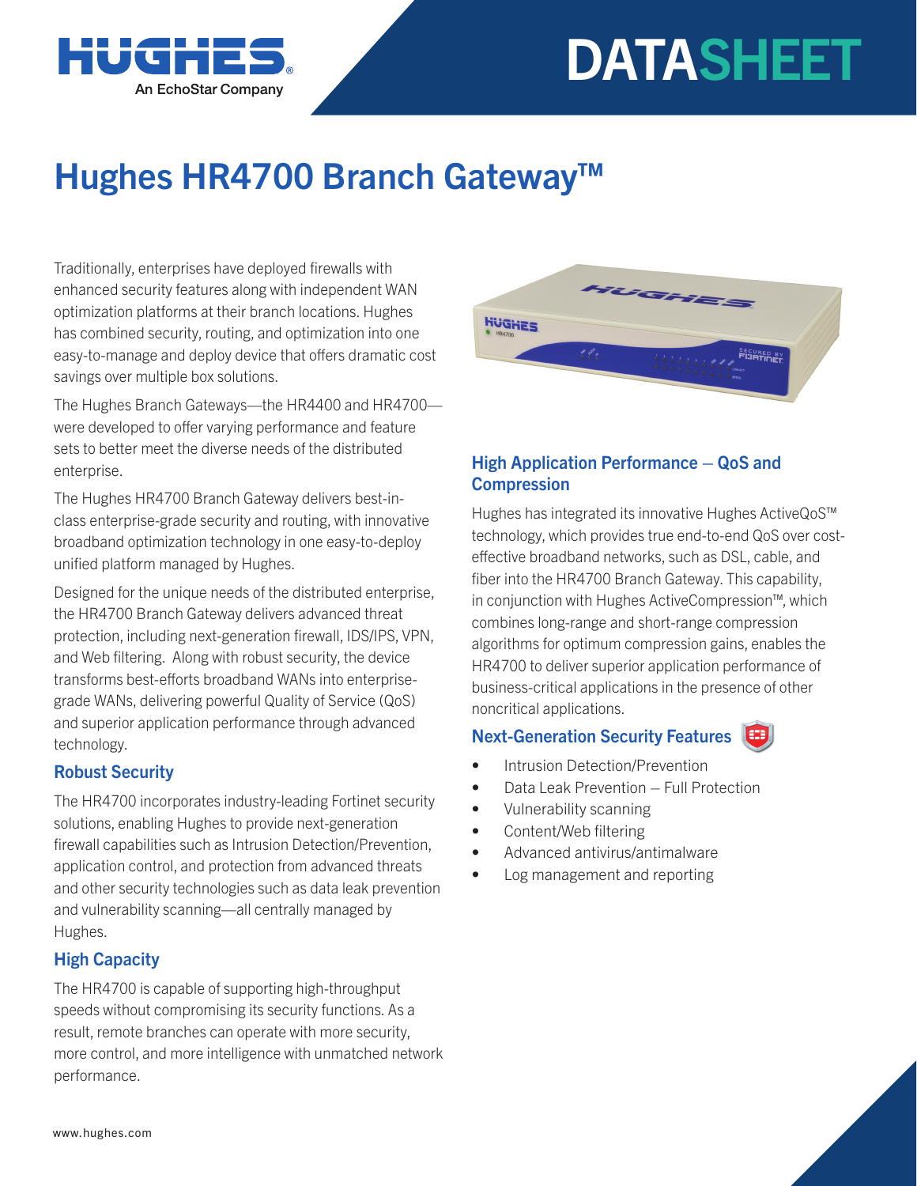# DATASHEET

# Hughes HR4700 Branch Gateway™

Traditionally, enterprises have deployed firewalls with enhanced security features along with independent WAN optimization platforms at their branch locations. Hughes has combined security, routing, and optimization into one easy-to-manage and deploy device that offers dramatic cost savings over multiple box solutions.

The Hughes Branch Gateways—the HR4400 and HR4700—were developed to offer varying performance and feature sets to better meet the diverse needs of the distributed enterprise.

The Hughes HR4700 Branch Gateway delivers best-in-class enterprise-grade security and routing, with innovative broadband optimization technology in one easy-to-deploy unified platform managed by Hughes.

Designed for the unique needs of the distributed enterprise, the HR4700 Branch Gateway delivers advanced threat protection, including next-generation firewall, IDS/IPS, VPN, and Web filtering. Along with robust security, the device transforms best-efforts broadband WANs into enterprise-grade WANs, delivering powerful Quality of Service (QoS) and superior application performance through advanced technology.

## Robust Security

The HR4700 incorporates industry-leading Fortinet security solutions, enabling Hughes to provide next-generation firewall capabilities such as Intrusion Detection/Prevention, application control, and protection from advanced threats and other security technologies such as data leak prevention and vulnerability scanning—all centrally managed by Hughes.

## High Capacity

The HR4700 is capable of supporting high-throughput speeds without compromising its security functions. As a result, remote branches can operate with more security, more control, and more intelligence with unmatched network performance.

## High Application Performance – QoS and Compression

Hughes has integrated its innovative Hughes ActiveQoS™ technology, which provides true end-to-end QoS over cost-effective broadband networks, such as DSL, cable, and fiber into the HR4700 Branch Gateway. This capability, in conjunction with Hughes ActiveCompression™, which combines long-range and short-range compression algorithms for optimum compression gains, enables the HR4700 to deliver superior application performance of business-critical applications in the presence of other noncritical applications.

## Next-Generation Security Features

- Intrusion Detection/Prevention
- Data Leak Prevention – Full Protection
- Vulnerability scanning
- Content/Web filtering
- Advanced antivirus/antimalware
- Log management and reporting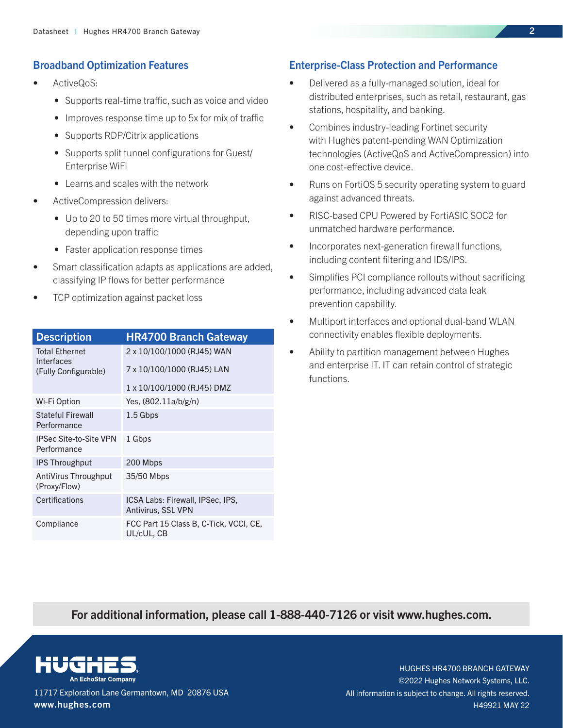## Broadband Optimization Features

- ActiveQoS:
  - Supports real-time traffic, such as voice and video
  - Improves response time up to 5x for mix of traffic
  - Supports RDP/Citrix applications
  - Supports split tunnel configurations for Guest/ Enterprise WiFi
  - Learns and scales with the network
- ActiveCompression delivers:
  - Up to 20 to 50 times more virtual throughput, depending upon traffic
  - Faster application response times
- Smart classification adapts as applications are added, classifying IP flows for better performance
- TCP optimization against packet loss

| Description | HR4700 Branch Gateway |
|---|---|
| Total Ethernet Interfaces (Fully Configurable) | 2 x 10/100/1000 (RJ45) WAN<br>7 x 10/100/1000 (RJ45) LAN<br>1 x 10/100/1000 (RJ45) DMZ |
| Wi-Fi Option | Yes, (802.11a/b/g/n) |
| Stateful Firewall Performance | 1.5 Gbps |
| IPSec Site-to-Site VPN Performance | 1 Gbps |
| IPS Throughput | 200 Mbps |
| AntiVirus Throughput (Proxy/Flow) | 35/50 Mbps |
| Certifications | ICSA Labs: Firewall, IPSec, IPS, Antivirus, SSL VPN |
| Compliance | FCC Part 15 Class B, C-Tick, VCCI, CE, UL/cUL, CB |

## Enterprise-Class Protection and Performance

- Delivered as a fully-managed solution, ideal for distributed enterprises, such as retail, restaurant, gas stations, hospitality, and banking.
- Combines industry-leading Fortinet security with Hughes patent-pending WAN Optimization technologies (ActiveQoS and ActiveCompression) into one cost-effective device.
- Runs on FortiOS 5 security operating system to guard against advanced threats.
- RISC-based CPU Powered by FortiASIC SOC2 for unmatched hardware performance.
- Incorporates next-generation firewall functions, including content filtering and IDS/IPS.
- Simplifies PCI compliance rollouts without sacrificing performance, including advanced data leak prevention capability.
- Multiport interfaces and optional dual-band WLAN connectivity enables flexible deployments.
- Ability to partition management between Hughes and enterprise IT. IT can retain control of strategic functions.

**For additional information, please call 1-888-440-7126 or visit www.hughes.com.**

HUGHES
An EchoStar Company

11717 Exploration Lane Germantown, MD 20876 USA
www.hughes.com

HUGHES HR4700 BRANCH GATEWAY
©2022 Hughes Network Systems, LLC.
All information is subject to change. All rights reserved.
H49921 MAY 22